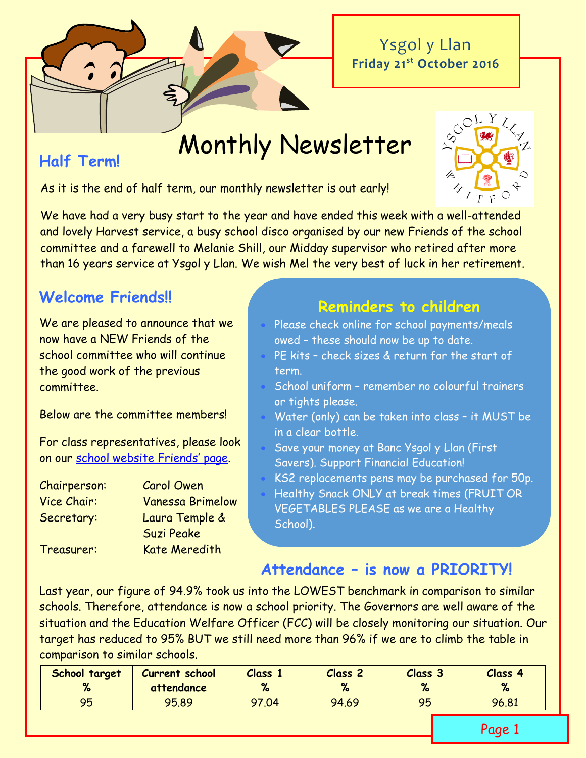Ysgol y Llan
**Friday 21st October 2016**

# Monthly Newsletter

## Half Term!

As it is the end of half term, our monthly newsletter is out early!

We have had a very busy start to the year and have ended this week with a well-attended and lovely Harvest service, a busy school disco organised by our new Friends of the school committee and a farewell to Melanie Shill, our Midday supervisor who retired after more than 16 years service at Ysgol y Llan. We wish Mel the very best of luck in her retirement.

## Welcome Friends!!

We are pleased to announce that we now have a NEW Friends of the school committee who will continue the good work of the previous committee.

Below are the committee members!

For class representatives, please look on our school website Friends' page.

| | |
|---|---|
| Chairperson: | Carol Owen |
| Vice Chair: | Vanessa Brimelow |
| Secretary: | Laura Temple & Suzi Peake |
| Treasurer: | Kate Meredith |

## Reminders to children

- Please check online for school payments/meals owed – these should now be up to date.
- PE kits – check sizes & return for the start of term.
- School uniform – remember no colourful trainers or tights please.
- Water (only) can be taken into class – it MUST be in a clear bottle.
- Save your money at Banc Ysgol y Llan (First Savers). Support Financial Education!
- KS2 replacements pens may be purchased for 50p.
- Healthy Snack ONLY at break times (FRUIT OR VEGETABLES PLEASE as we are a Healthy School).

## Attendance – is now a PRIORITY!

Last year, our figure of 94.9% took us into the LOWEST benchmark in comparison to similar schools. Therefore, attendance is now a school priority. The Governors are well aware of the situation and the Education Welfare Officer (FCC) will be closely monitoring our situation. Our target has reduced to 95% BUT we still need more than 96% if we are to climb the table in comparison to similar schools.

| School target % | Current school attendance | Class 1 % | Class 2 % | Class 3 % | Class 4 % |
|---|---|---|---|---|---|
| 95 | 95.89 | 97.04 | 94.69 | 95 | 96.81 |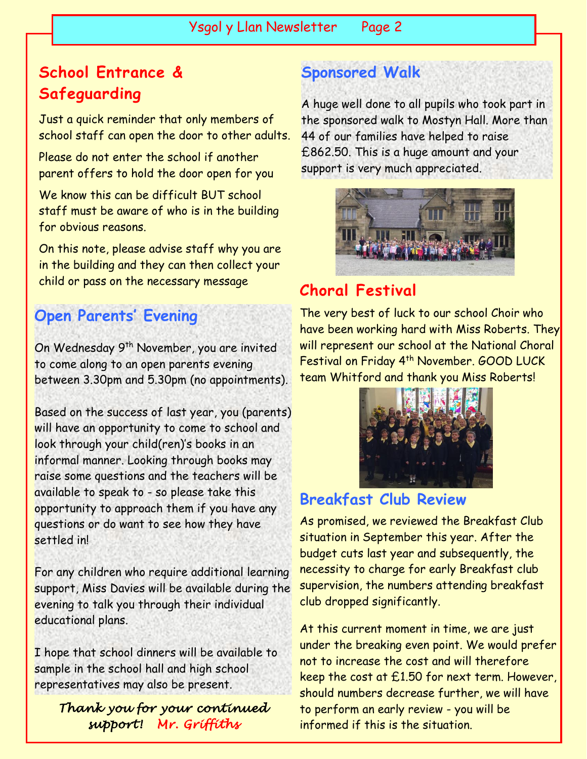## School Entrance & Safeguarding

Just a quick reminder that only members of school staff can open the door to other adults.

Please do not enter the school if another parent offers to hold the door open for you

We know this can be difficult BUT school staff must be aware of who is in the building for obvious reasons.

On this note, please advise staff why you are in the building and they can then collect your child or pass on the necessary message

## Open Parents' Evening

On Wednesday 9th November, you are invited to come along to an open parents evening between 3.30pm and 5.30pm (no appointments).

Based on the success of last year, you (parents) will have an opportunity to come to school and look through your child(ren)'s books in an informal manner. Looking through books may raise some questions and the teachers will be available to speak to - so please take this opportunity to approach them if you have any questions or do want to see how they have settled in!

For any children who require additional learning support, Miss Davies will be available during the evening to talk you through their individual educational plans.

I hope that school dinners will be available to sample in the school hall and high school representatives may also be present.

*Thank you for your continued support!* Mr. Griffiths

## Sponsored Walk

A huge well done to all pupils who took part in the sponsored walk to Mostyn Hall. More than 44 of our families have helped to raise £862.50. This is a huge amount and your support is very much appreciated.

## Choral Festival

The very best of luck to our school Choir who have been working hard with Miss Roberts. They will represent our school at the National Choral Festival on Friday 4th November. GOOD LUCK team Whitford and thank you Miss Roberts!

## Breakfast Club Review

As promised, we reviewed the Breakfast Club situation in September this year. After the budget cuts last year and subsequently, the necessity to charge for early Breakfast club supervision, the numbers attending breakfast club dropped significantly.

At this current moment in time, we are just under the breaking even point. We would prefer not to increase the cost and will therefore keep the cost at £1.50 for next term. However, should numbers decrease further, we will have to perform an early review - you will be informed if this is the situation.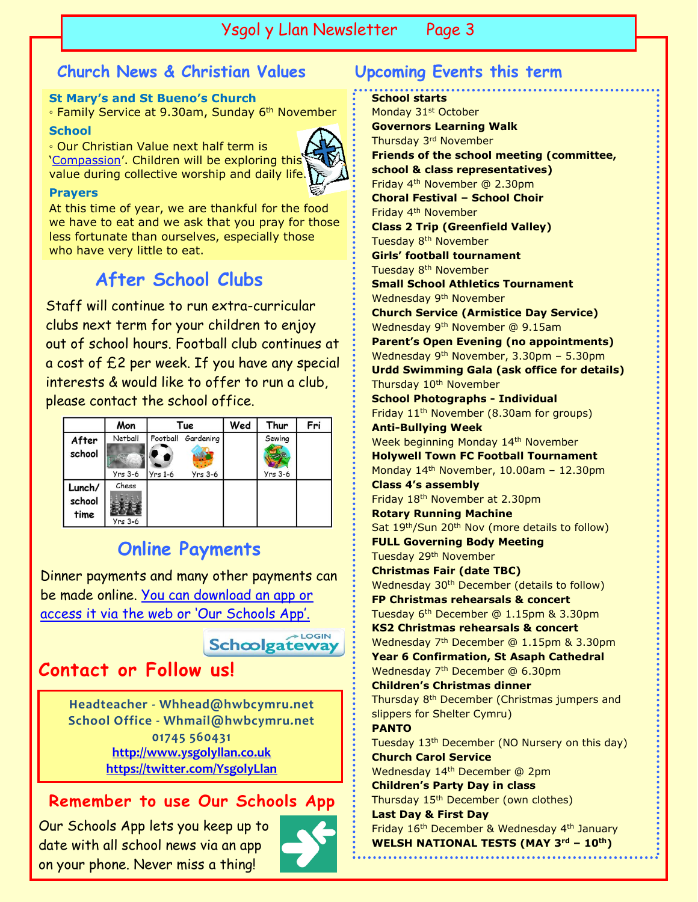# Ysgol y Llan Newsletter Page 3

## Church News & Christian Values

**St Mary's and St Bueno's Church**

◦ Family Service at 9.30am, Sunday 6th November

**School**

◦ Our Christian Value next half term is 'Compassion'. Children will be exploring this value during collective worship and daily life.

**Prayers**

At this time of year, we are thankful for the food we have to eat and we ask that you pray for those less fortunate than ourselves, especially those who have very little to eat.

## After School Clubs

Staff will continue to run extra-curricular clubs next term for your children to enjoy out of school hours. Football club continues at a cost of £2 per week. If you have any special interests & would like to offer to run a club, please contact the school office.

| | Mon | Tue | | Wed | Thur | Fri |
|---|---|---|---|---|---|---|
| After school | Netball Yrs 3-6 | Football Yrs 1-6 | Gardening Yrs 3-6 | | Sewing Yrs 3-6 | |
| Lunch/ school time | Chess Yrs 3-6 | | | | | |

## Online Payments

Dinner payments and many other payments can be made online. You can download an app or access it via the web or 'Our Schools App'.

Schoolgateway LOGIN

## Contact or Follow us!

Headteacher - Whhead@hwbcymru.net
School Office - Whmail@hwbcymru.net
01745 560431
http://www.ysgolyllan.co.uk
https://twitter.com/YsgolyLlan

## Remember to use Our Schools App

Our Schools App lets you keep up to date with all school news via an app on your phone. Never miss a thing!

## Upcoming Events this term

**School starts**
Monday 31st October

**Governors Learning Walk**
Thursday 3rd November

**Friends of the school meeting (committee, school & class representatives)**
Friday 4th November @ 2.30pm

**Choral Festival – School Choir**
Friday 4th November

**Class 2 Trip (Greenfield Valley)**
Tuesday 8th November

**Girls' football tournament**
Tuesday 8th November

**Small School Athletics Tournament**
Wednesday 9th November

**Church Service (Armistice Day Service)**
Wednesday 9th November @ 9.15am

**Parent's Open Evening (no appointments)**
Wednesday 9th November, 3.30pm – 5.30pm

**Urdd Swimming Gala (ask office for details)**
Thursday 10th November

**School Photographs - Individual**
Friday 11th November (8.30am for groups)

**Anti-Bullying Week**
Week beginning Monday 14th November

**Holywell Town FC Football Tournament**
Monday 14th November, 10.00am – 12.30pm

**Class 4's assembly**
Friday 18th November at 2.30pm

**Rotary Running Machine**
Sat 19th/Sun 20th Nov (more details to follow)

**FULL Governing Body Meeting**
Tuesday 29th November

**Christmas Fair (date TBC)**
Wednesday 30th December (details to follow)

**FP Christmas rehearsals & concert**
Tuesday 6th December @ 1.15pm & 3.30pm

**KS2 Christmas rehearsals & concert**
Wednesday 7th December @ 1.15pm & 3.30pm

**Year 6 Confirmation, St Asaph Cathedral**
Wednesday 7th December @ 6.30pm

**Children's Christmas dinner**
Thursday 8th December (Christmas jumpers and slippers for Shelter Cymru)

**PANTO**
Tuesday 13th December (NO Nursery on this day)

**Church Carol Service**
Wednesday 14th December @ 2pm

**Children's Party Day in class**
Thursday 15th December (own clothes)

**Last Day & First Day**
Friday 16th December & Wednesday 4th January

**WELSH NATIONAL TESTS (MAY 3rd – 10th)**